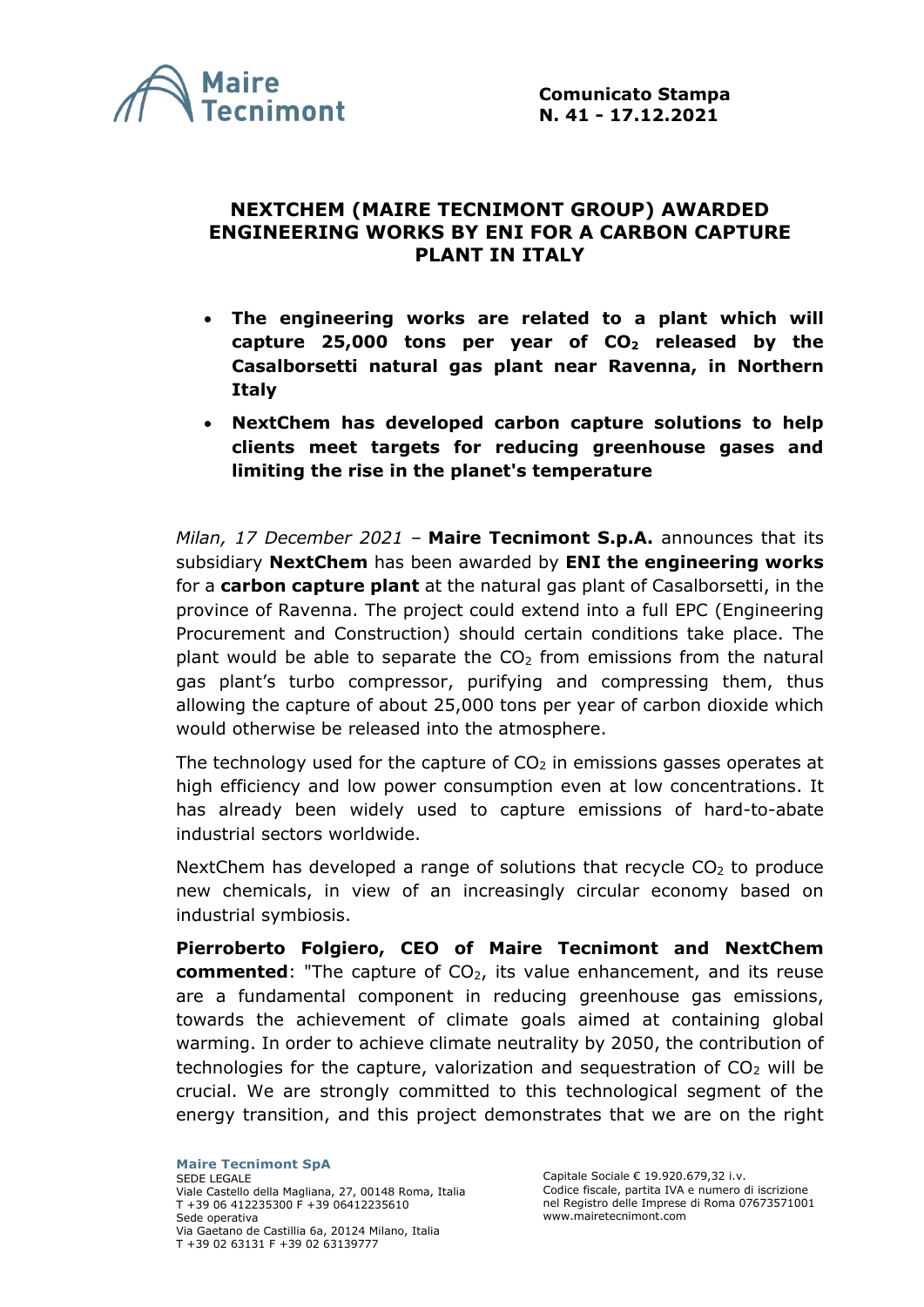**Comunicato Stampa**
**N. 41 - 17.12.2021**

# NEXTCHEM (MAIRE TECNIMONT GROUP) AWARDED ENGINEERING WORKS BY ENI FOR A CARBON CAPTURE PLANT IN ITALY

- **The engineering works are related to a plant which will capture 25,000 tons per year of $CO_2$ released by the Casalborsetti natural gas plant near Ravenna, in Northern Italy**
- **NextChem has developed carbon capture solutions to help clients meet targets for reducing greenhouse gases and limiting the rise in the planet's temperature**

*Milan, 17 December 2021* – **Maire Tecnimont S.p.A.** announces that its subsidiary **NextChem** has been awarded by **ENI the engineering works** for a **carbon capture plant** at the natural gas plant of Casalborsetti, in the province of Ravenna. The project could extend into a full EPC (Engineering Procurement and Construction) should certain conditions take place. The plant would be able to separate the $CO_2$ from emissions from the natural gas plant's turbo compressor, purifying and compressing them, thus allowing the capture of about 25,000 tons per year of carbon dioxide which would otherwise be released into the atmosphere.

The technology used for the capture of $CO_2$ in emissions gasses operates at high efficiency and low power consumption even at low concentrations. It has already been widely used to capture emissions of hard-to-abate industrial sectors worldwide.

NextChem has developed a range of solutions that recycle $CO_2$ to produce new chemicals, in view of an increasingly circular economy based on industrial symbiosis.

**Pierroberto Folgiero, CEO of Maire Tecnimont and NextChem commented**: "The capture of $CO_2$, its value enhancement, and its reuse are a fundamental component in reducing greenhouse gas emissions, towards the achievement of climate goals aimed at containing global warming. In order to achieve climate neutrality by 2050, the contribution of technologies for the capture, valorization and sequestration of $CO_2$ will be crucial. We are strongly committed to this technological segment of the energy transition, and this project demonstrates that we are on the right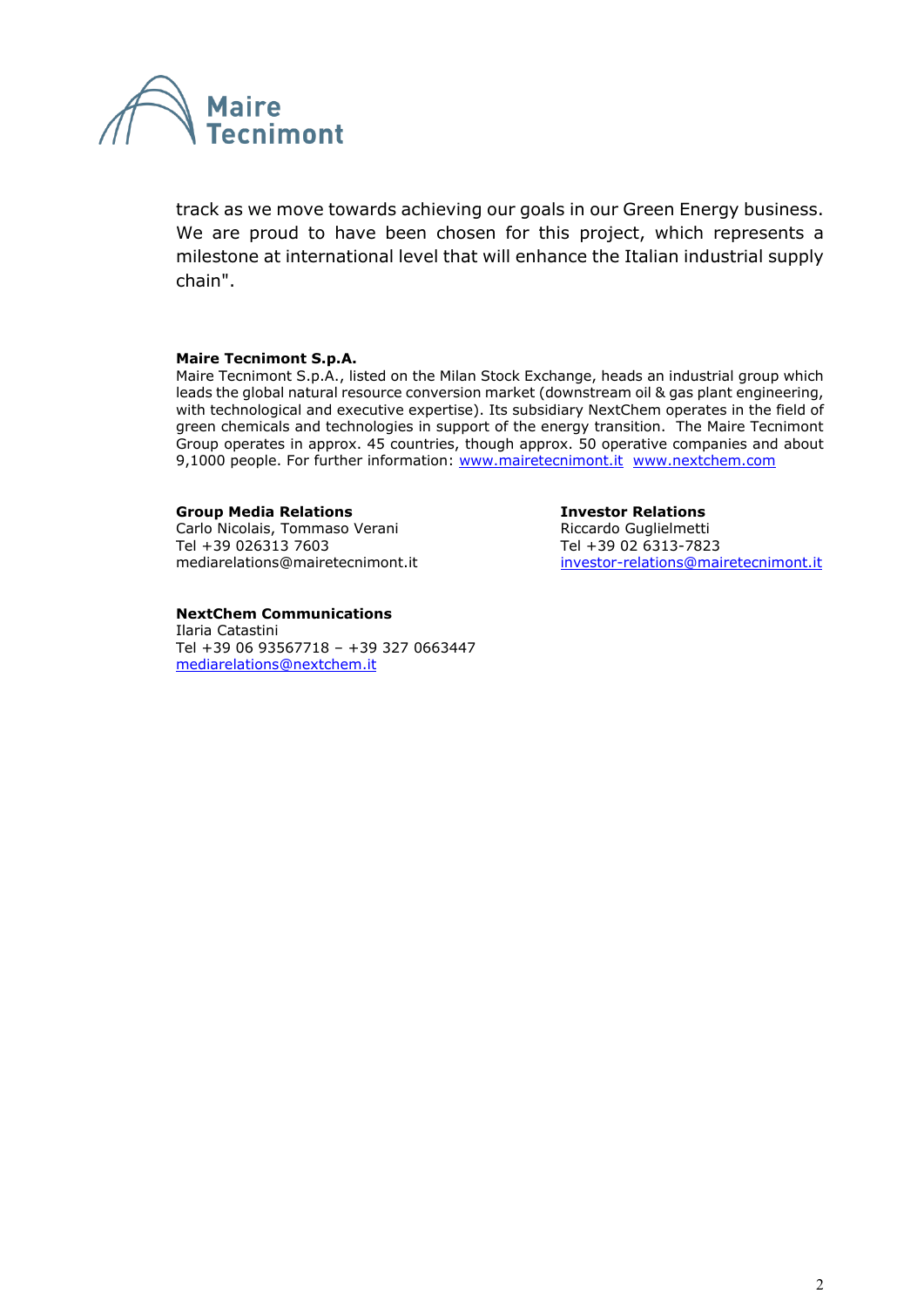track as we move towards achieving our goals in our Green Energy business. We are proud to have been chosen for this project, which represents a milestone at international level that will enhance the Italian industrial supply chain".

**Maire Tecnimont S.p.A.**
Maire Tecnimont S.p.A., listed on the Milan Stock Exchange, heads an industrial group which leads the global natural resource conversion market (downstream oil & gas plant engineering, with technological and executive expertise). Its subsidiary NextChem operates in the field of green chemicals and technologies in support of the energy transition. The Maire Tecnimont Group operates in approx. 45 countries, though approx. 50 operative companies and about 9,1000 people. For further information: www.mairetecnimont.it www.nextchem.com

**Group Media Relations**
Carlo Nicolais, Tommaso Verani
Tel +39 026313 7603
mediarelations@mairetecnimont.it

**Investor Relations**
Riccardo Guglielmetti
Tel +39 02 6313-7823
investor-relations@mairetecnimont.it

**NextChem Communications**
Ilaria Catastini
Tel +39 06 93567718 – +39 327 0663447
mediarelations@nextchem.it